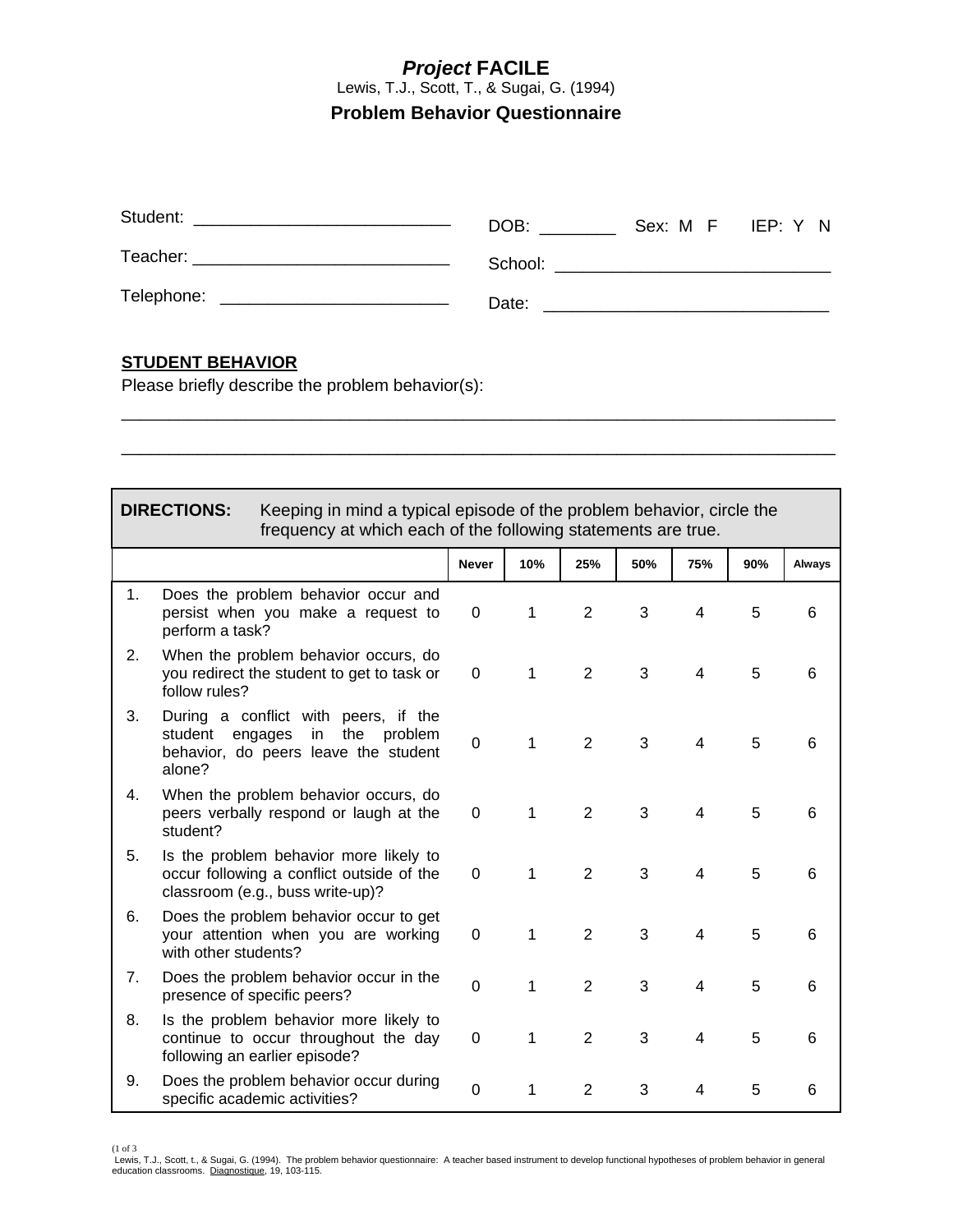# *Project* FACILE

Lewis, T.J., Scott, T., & Sugai, G. (1994)

## Problem Behavior Questionnaire

Student: ___________________________ DOB: ________ Sex: M F IEP: Y N

Teacher: ___________________________ School: _____________________________

Telephone: ________________________ Date: ______________________________

**STUDENT BEHAVIOR**

Please briefly describe the problem behavior(s):

______________________________________________________________________________

______________________________________________________________________________

**DIRECTIONS:** Keeping in mind a typical episode of the problem behavior, circle the frequency at which each of the following statements are true.

| | | Never | 10% | 25% | 50% | 75% | 90% | Always |
|---|---|---|---|---|---|---|---|---|
| 1. | Does the problem behavior occur and persist when you make a request to perform a task? | 0 | 1 | 2 | 3 | 4 | 5 | 6 |
| 2. | When the problem behavior occurs, do you redirect the student to get to task or follow rules? | 0 | 1 | 2 | 3 | 4 | 5 | 6 |
| 3. | During a conflict with peers, if the student engages in the problem behavior, do peers leave the student alone? | 0 | 1 | 2 | 3 | 4 | 5 | 6 |
| 4. | When the problem behavior occurs, do peers verbally respond or laugh at the student? | 0 | 1 | 2 | 3 | 4 | 5 | 6 |
| 5. | Is the problem behavior more likely to occur following a conflict outside of the classroom (e.g., buss write-up)? | 0 | 1 | 2 | 3 | 4 | 5 | 6 |
| 6. | Does the problem behavior occur to get your attention when you are working with other students? | 0 | 1 | 2 | 3 | 4 | 5 | 6 |
| 7. | Does the problem behavior occur in the presence of specific peers? | 0 | 1 | 2 | 3 | 4 | 5 | 6 |
| 8. | Is the problem behavior more likely to continue to occur throughout the day following an earlier episode? | 0 | 1 | 2 | 3 | 4 | 5 | 6 |
| 9. | Does the problem behavior occur during specific academic activities? | 0 | 1 | 2 | 3 | 4 | 5 | 6 |

Lewis, T.J., Scott, t., & Sugai, G. (1994). The problem behavior questionnaire: A teacher based instrument to develop functional hypotheses of problem behavior in general education classrooms. Diagnostique, 19, 103-115.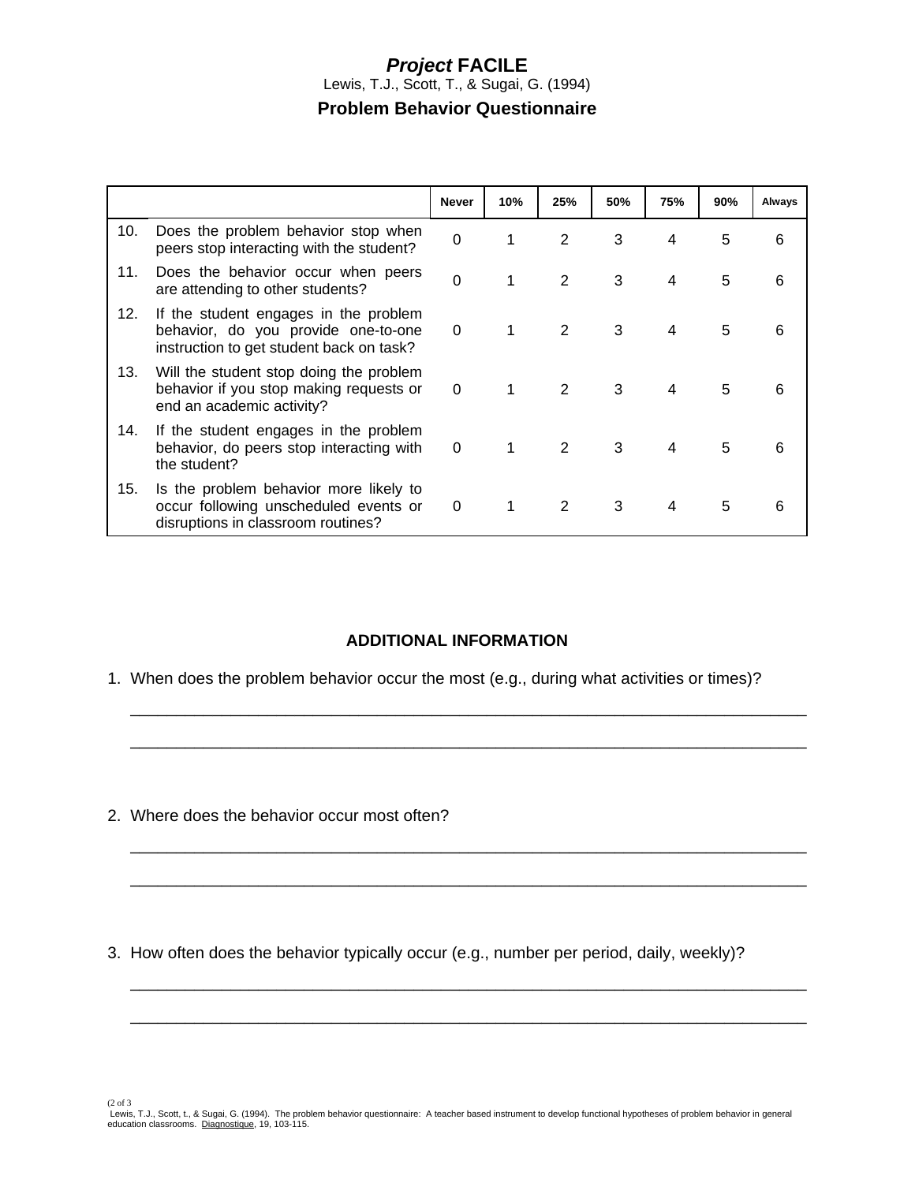# *Project* FACILE

Lewis, T.J., Scott, T., & Sugai, G. (1994)

## Problem Behavior Questionnaire

| | | Never | 10% | 25% | 50% | 75% | 90% | Always |
|---|---|---|---|---|---|---|---|---|
| 10. | Does the problem behavior stop when peers stop interacting with the student? | 0 | 1 | 2 | 3 | 4 | 5 | 6 |
| 11. | Does the behavior occur when peers are attending to other students? | 0 | 1 | 2 | 3 | 4 | 5 | 6 |
| 12. | If the student engages in the problem behavior, do you provide one-to-one instruction to get student back on task? | 0 | 1 | 2 | 3 | 4 | 5 | 6 |
| 13. | Will the student stop doing the problem behavior if you stop making requests or end an academic activity? | 0 | 1 | 2 | 3 | 4 | 5 | 6 |
| 14. | If the student engages in the problem behavior, do peers stop interacting with the student? | 0 | 1 | 2 | 3 | 4 | 5 | 6 |
| 15. | Is the problem behavior more likely to occur following unscheduled events or disruptions in classroom routines? | 0 | 1 | 2 | 3 | 4 | 5 | 6 |

### ADDITIONAL INFORMATION

1. When does the problem behavior occur the most (e.g., during what activities or times)?

   ___________________________________________________________________________

   ___________________________________________________________________________

2. Where does the behavior occur most often?

   ___________________________________________________________________________

   ___________________________________________________________________________

3. How often does the behavior typically occur (e.g., number per period, daily, weekly)?

   ___________________________________________________________________________

   ___________________________________________________________________________

Lewis, T.J., Scott, t., & Sugai, G. (1994). The problem behavior questionnaire: A teacher based instrument to develop functional hypotheses of problem behavior in general education classrooms. Diagnostique, 19, 103-115.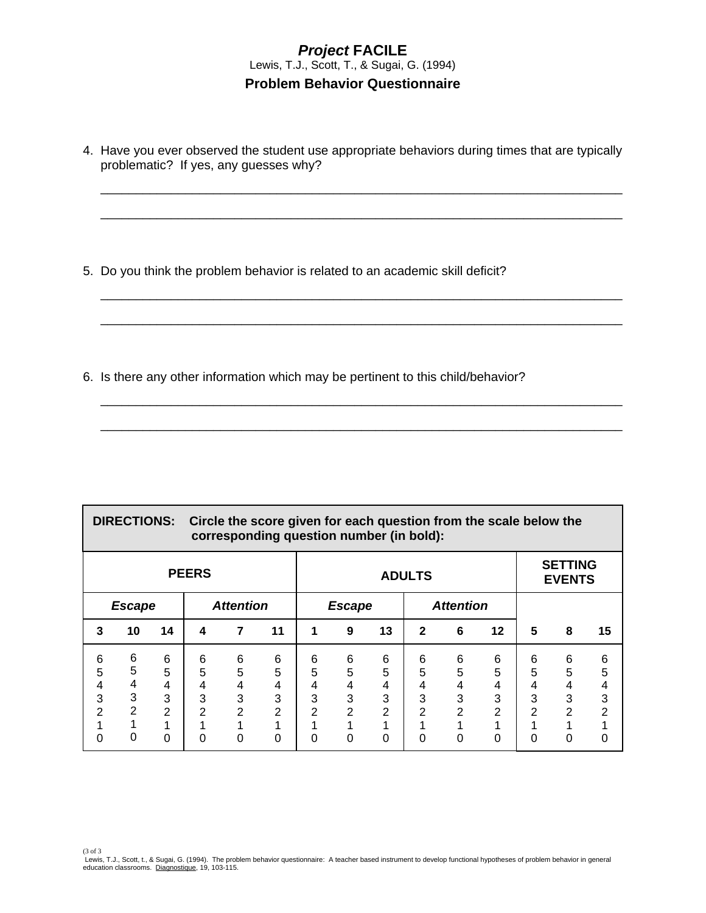# *Project* FACILE

Lewis, T.J., Scott, T., & Sugai, G. (1994)

## Problem Behavior Questionnaire

4. Have you ever observed the student use appropriate behaviors during times that are typically problematic? If yes, any guesses why?

\_\_\_\_\_\_\_\_\_\_\_\_\_\_\_\_\_\_\_\_\_\_\_\_\_\_\_\_\_\_\_\_\_\_\_\_\_\_\_\_\_\_\_\_\_\_\_\_\_\_\_\_\_\_\_\_\_\_\_\_\_\_\_\_\_\_\_\_\_\_\_\_

\_\_\_\_\_\_\_\_\_\_\_\_\_\_\_\_\_\_\_\_\_\_\_\_\_\_\_\_\_\_\_\_\_\_\_\_\_\_\_\_\_\_\_\_\_\_\_\_\_\_\_\_\_\_\_\_\_\_\_\_\_\_\_\_\_\_\_\_\_\_\_\_

5. Do you think the problem behavior is related to an academic skill deficit?

\_\_\_\_\_\_\_\_\_\_\_\_\_\_\_\_\_\_\_\_\_\_\_\_\_\_\_\_\_\_\_\_\_\_\_\_\_\_\_\_\_\_\_\_\_\_\_\_\_\_\_\_\_\_\_\_\_\_\_\_\_\_\_\_\_\_\_\_\_\_\_\_

\_\_\_\_\_\_\_\_\_\_\_\_\_\_\_\_\_\_\_\_\_\_\_\_\_\_\_\_\_\_\_\_\_\_\_\_\_\_\_\_\_\_\_\_\_\_\_\_\_\_\_\_\_\_\_\_\_\_\_\_\_\_\_\_\_\_\_\_\_\_\_\_

6. Is there any other information which may be pertinent to this child/behavior?

\_\_\_\_\_\_\_\_\_\_\_\_\_\_\_\_\_\_\_\_\_\_\_\_\_\_\_\_\_\_\_\_\_\_\_\_\_\_\_\_\_\_\_\_\_\_\_\_\_\_\_\_\_\_\_\_\_\_\_\_\_\_\_\_\_\_\_\_\_\_\_\_

\_\_\_\_\_\_\_\_\_\_\_\_\_\_\_\_\_\_\_\_\_\_\_\_\_\_\_\_\_\_\_\_\_\_\_\_\_\_\_\_\_\_\_\_\_\_\_\_\_\_\_\_\_\_\_\_\_\_\_\_\_\_\_\_\_\_\_\_\_\_\_\_

**DIRECTIONS: Circle the score given for each question from the scale below the corresponding question number (in bold):**

| **PEERS** | | | | | | **ADULTS** | | | | | | **SETTING EVENTS** | | |
|---|---|---|---|---|---|---|---|---|---|---|---|---|---|---|
| ***Escape*** | | | ***Attention*** | | | ***Escape*** | | | ***Attention*** | | | | | |
| **3** | **10** | **14** | **4** | **7** | **11** | **1** | **9** | **13** | **2** | **6** | **12** | **5** | **8** | **15** |
| 6 | 6 | 6 | 6 | 6 | 6 | 6 | 6 | 6 | 6 | 6 | 6 | 6 | 6 | 6 |
| 5 | 5 | 5 | 5 | 5 | 5 | 5 | 5 | 5 | 5 | 5 | 5 | 5 | 5 | 5 |
| 4 | 4 | 4 | 4 | 4 | 4 | 4 | 4 | 4 | 4 | 4 | 4 | 4 | 4 | 4 |
| 3 | 3 | 3 | 3 | 3 | 3 | 3 | 3 | 3 | 3 | 3 | 3 | 3 | 3 | 3 |
| 2 | 2 | 2 | 2 | 2 | 2 | 2 | 2 | 2 | 2 | 2 | 2 | 2 | 2 | 2 |
| 1 | 1 | 1 | 1 | 1 | 1 | 1 | 1 | 1 | 1 | 1 | 1 | 1 | 1 | 1 |
| 0 | 0 | 0 | 0 | 0 | 0 | 0 | 0 | 0 | 0 | 0 | 0 | 0 | 0 | 0 |

Lewis, T.J., Scott, t., & Sugai, G. (1994). The problem behavior questionnaire: A teacher based instrument to develop functional hypotheses of problem behavior in general education classrooms. Diagnostique, 19, 103-115.